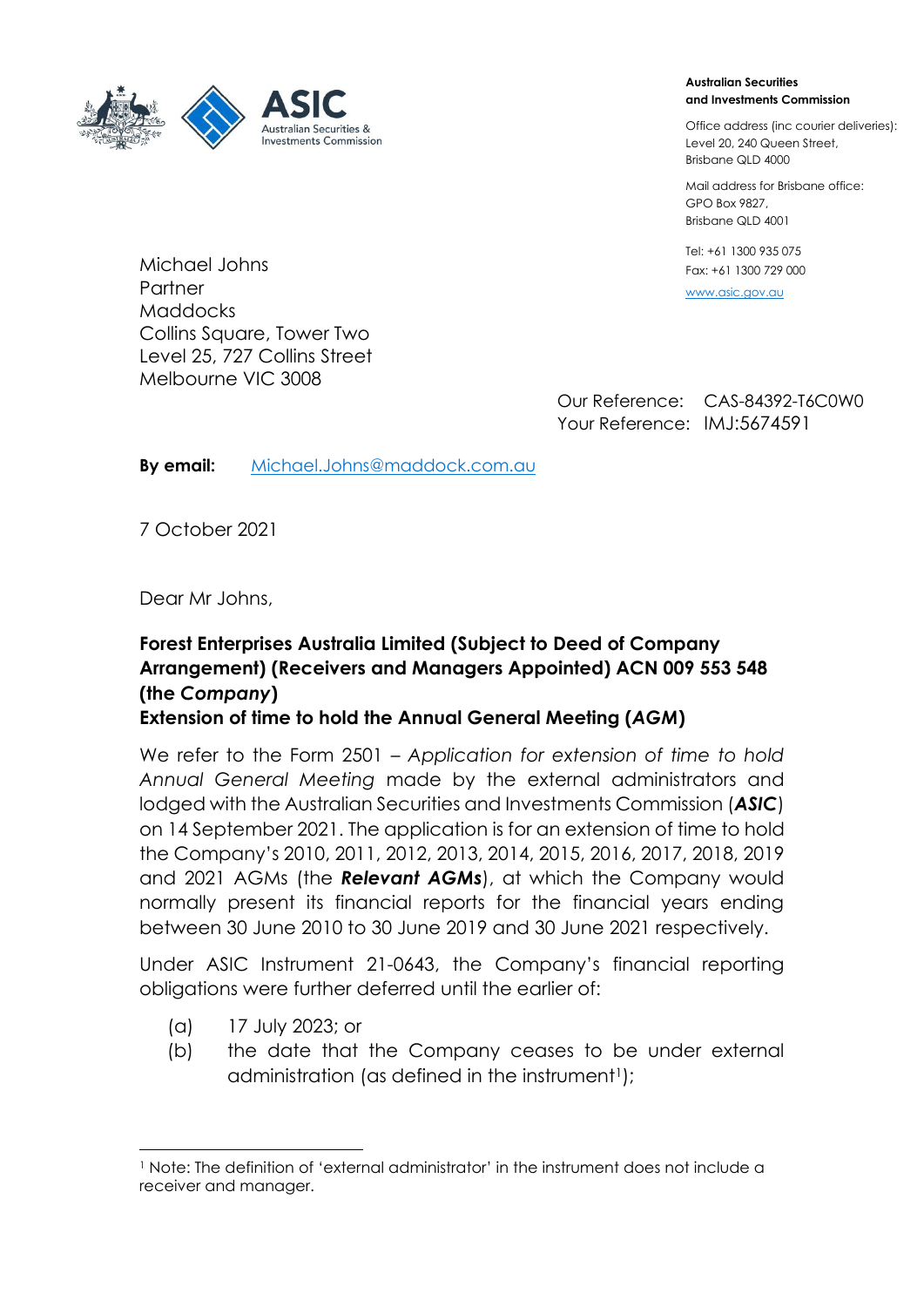**Australian Securities and Investments Commission**

Office address (inc courier deliveries):
Level 20, 240 Queen Street,
Brisbane QLD 4000

Mail address for Brisbane office:
GPO Box 9827,
Brisbane QLD 4001

Tel: +61 1300 935 075
Fax: +61 1300 729 000

www.asic.gov.au

Michael Johns
Partner
Maddocks
Collins Square, Tower Two
Level 25, 727 Collins Street
Melbourne VIC 3008

Our Reference: CAS-84392-T6C0W0
Your Reference: IMJ:5674591

**By email:** Michael.Johns@maddock.com.au

7 October 2021

Dear Mr Johns,

**Forest Enterprises Australia Limited (Subject to Deed of Company Arrangement) (Receivers and Managers Appointed) ACN 009 553 548 (the *Company*)**
**Extension of time to hold the Annual General Meeting (*AGM*)**

We refer to the Form 2501 – *Application for extension of time to hold Annual General Meeting* made by the external administrators and lodged with the Australian Securities and Investments Commission (***ASIC***) on 14 September 2021. The application is for an extension of time to hold the Company's 2010, 2011, 2012, 2013, 2014, 2015, 2016, 2017, 2018, 2019 and 2021 AGMs (the ***Relevant AGMs***), at which the Company would normally present its financial reports for the financial years ending between 30 June 2010 to 30 June 2019 and 30 June 2021 respectively.

Under ASIC Instrument 21-0643, the Company's financial reporting obligations were further deferred until the earlier of:

(a) 17 July 2023; or

(b) the date that the Company ceases to be under external administration (as defined in the instrument[1]);

[1] Note: The definition of 'external administrator' in the instrument does not include a receiver and manager.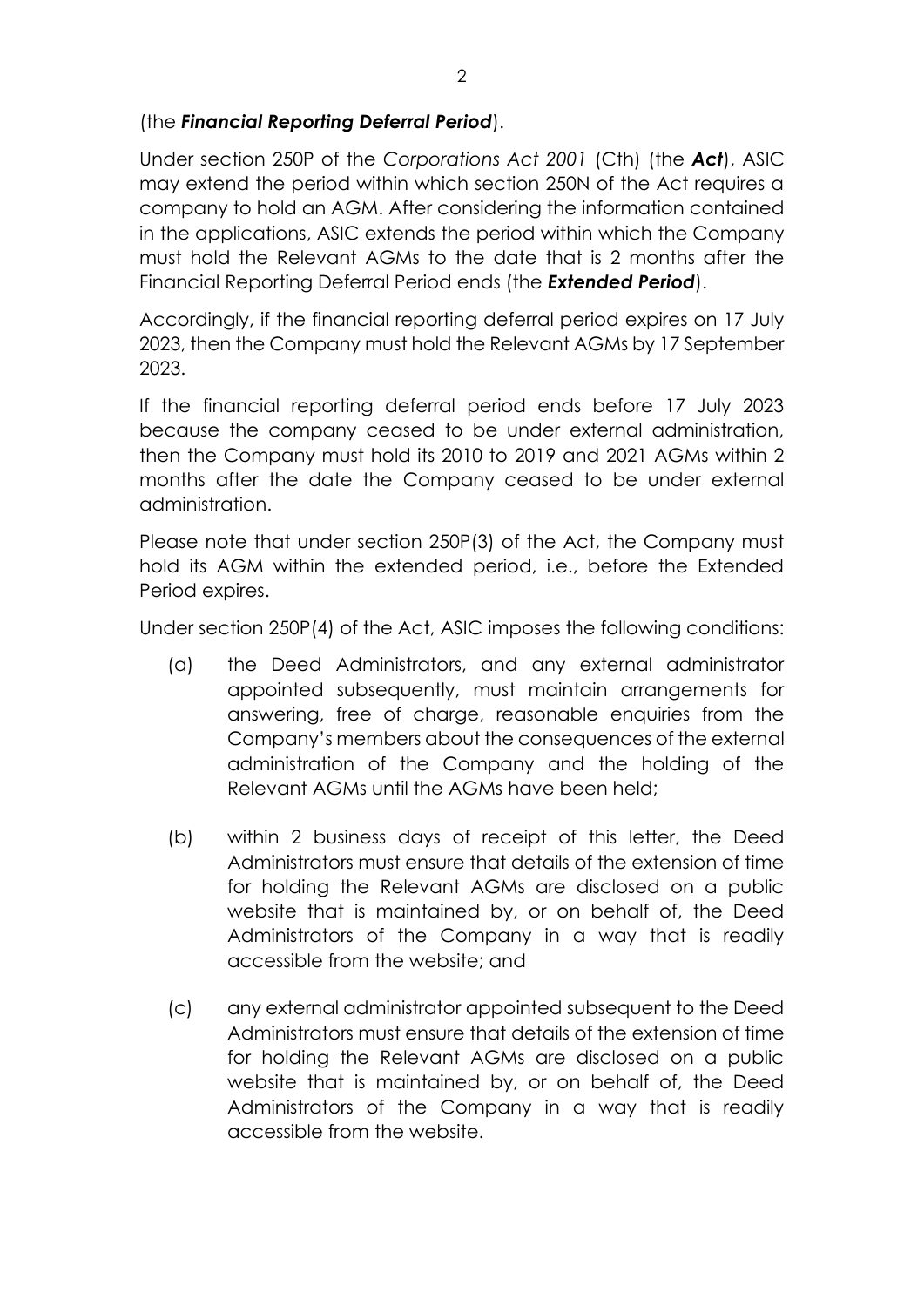(the ***Financial Reporting Deferral Period***).

Under section 250P of the *Corporations Act 2001* (Cth) (the ***Act***), ASIC may extend the period within which section 250N of the Act requires a company to hold an AGM. After considering the information contained in the applications, ASIC extends the period within which the Company must hold the Relevant AGMs to the date that is 2 months after the Financial Reporting Deferral Period ends (the ***Extended Period***).

Accordingly, if the financial reporting deferral period expires on 17 July 2023, then the Company must hold the Relevant AGMs by 17 September 2023.

If the financial reporting deferral period ends before 17 July 2023 because the company ceased to be under external administration, then the Company must hold its 2010 to 2019 and 2021 AGMs within 2 months after the date the Company ceased to be under external administration.

Please note that under section 250P(3) of the Act, the Company must hold its AGM within the extended period, i.e., before the Extended Period expires.

Under section 250P(4) of the Act, ASIC imposes the following conditions:

(a) the Deed Administrators, and any external administrator appointed subsequently, must maintain arrangements for answering, free of charge, reasonable enquiries from the Company's members about the consequences of the external administration of the Company and the holding of the Relevant AGMs until the AGMs have been held;

(b) within 2 business days of receipt of this letter, the Deed Administrators must ensure that details of the extension of time for holding the Relevant AGMs are disclosed on a public website that is maintained by, or on behalf of, the Deed Administrators of the Company in a way that is readily accessible from the website; and

(c) any external administrator appointed subsequent to the Deed Administrators must ensure that details of the extension of time for holding the Relevant AGMs are disclosed on a public website that is maintained by, or on behalf of, the Deed Administrators of the Company in a way that is readily accessible from the website.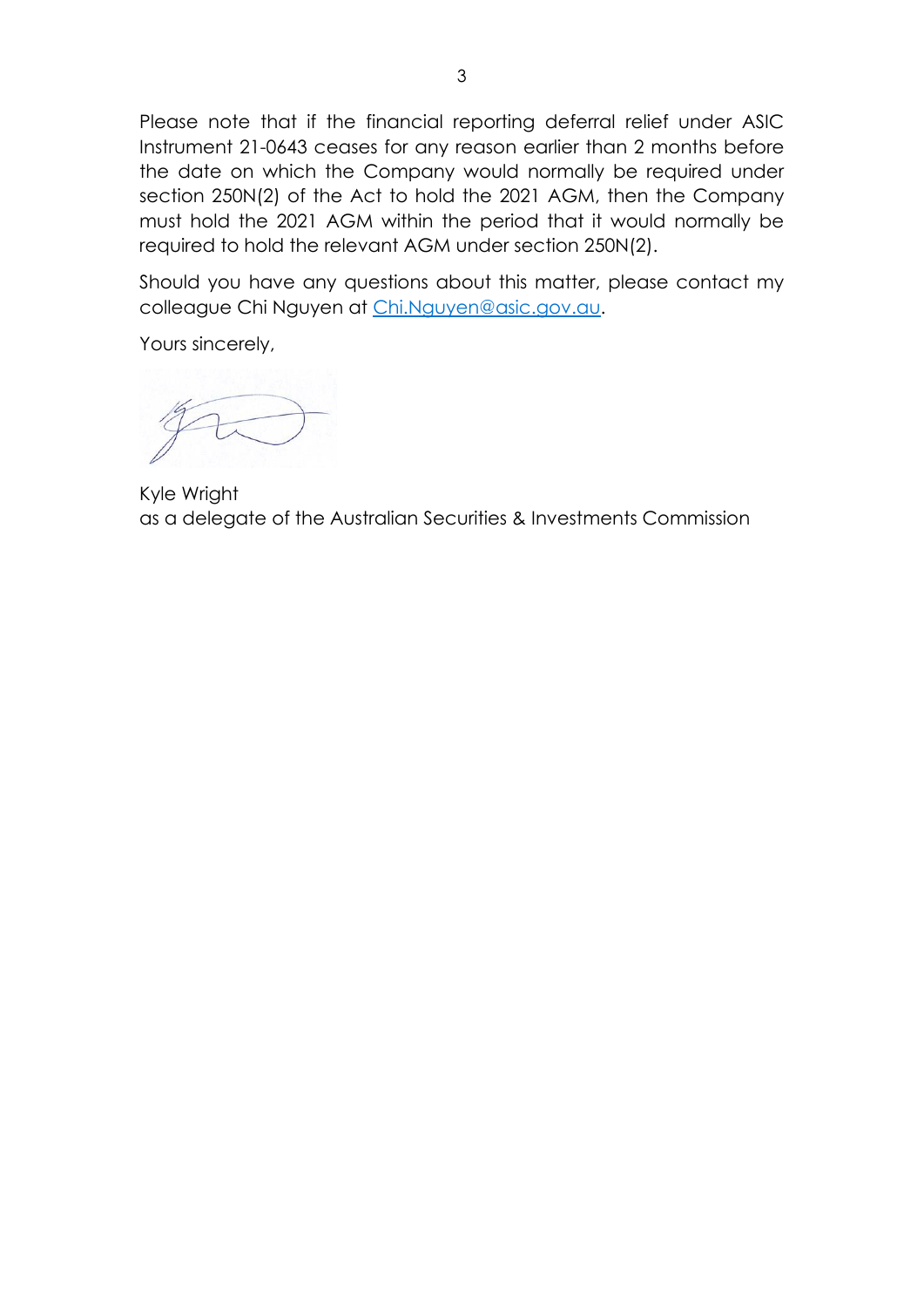Please note that if the financial reporting deferral relief under ASIC Instrument 21-0643 ceases for any reason earlier than 2 months before the date on which the Company would normally be required under section 250N(2) of the Act to hold the 2021 AGM, then the Company must hold the 2021 AGM within the period that it would normally be required to hold the relevant AGM under section 250N(2).

Should you have any questions about this matter, please contact my colleague Chi Nguyen at Chi.Nguyen@asic.gov.au.

Yours sincerely,

Kyle Wright
as a delegate of the Australian Securities & Investments Commission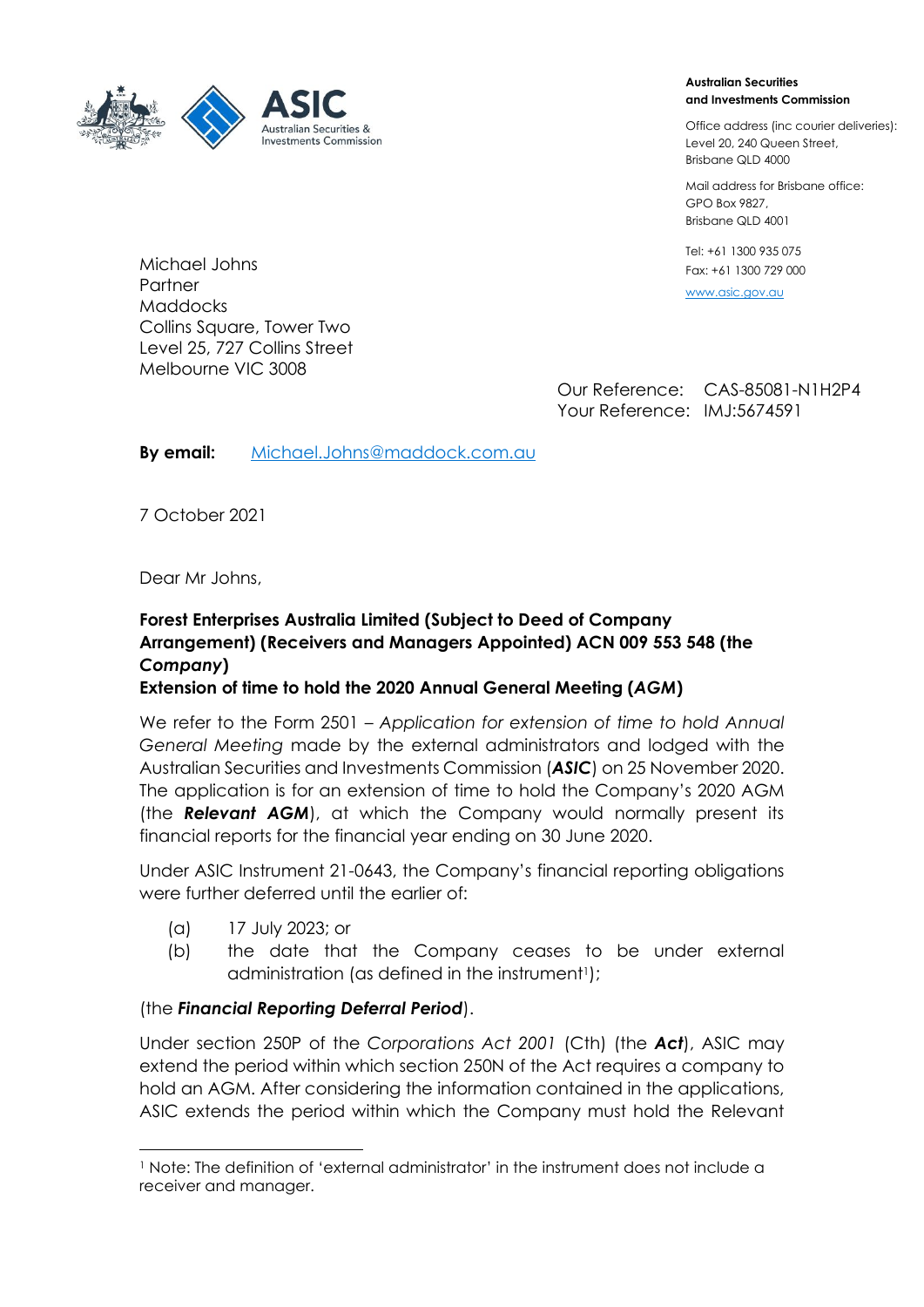**Australian Securities and Investments Commission**

Office address (inc courier deliveries):
Level 20, 240 Queen Street,
Brisbane QLD 4000

Mail address for Brisbane office:
GPO Box 9827,
Brisbane QLD 4001

Tel: +61 1300 935 075
Fax: +61 1300 729 000

www.asic.gov.au

Michael Johns
Partner
Maddocks
Collins Square, Tower Two
Level 25, 727 Collins Street
Melbourne VIC 3008

Our Reference: CAS-85081-N1H2P4
Your Reference: IMJ:5674591

**By email:** Michael.Johns@maddock.com.au

7 October 2021

Dear Mr Johns,

**Forest Enterprises Australia Limited (Subject to Deed of Company Arrangement) (Receivers and Managers Appointed) ACN 009 553 548 (the *Company*)**
**Extension of time to hold the 2020 Annual General Meeting (*AGM*)**

We refer to the Form 2501 – *Application for extension of time to hold Annual General Meeting* made by the external administrators and lodged with the Australian Securities and Investments Commission (***ASIC***) on 25 November 2020. The application is for an extension of time to hold the Company's 2020 AGM (the ***Relevant AGM***), at which the Company would normally present its financial reports for the financial year ending on 30 June 2020.

Under ASIC Instrument 21-0643, the Company's financial reporting obligations were further deferred until the earlier of:

(a) 17 July 2023; or
(b) the date that the Company ceases to be under external administration (as defined in the instrument[1]);

(the ***Financial Reporting Deferral Period***).

Under section 250P of the *Corporations Act 2001* (Cth) (the ***Act***), ASIC may extend the period within which section 250N of the Act requires a company to hold an AGM. After considering the information contained in the applications, ASIC extends the period within which the Company must hold the Relevant

[1] Note: The definition of 'external administrator' in the instrument does not include a receiver and manager.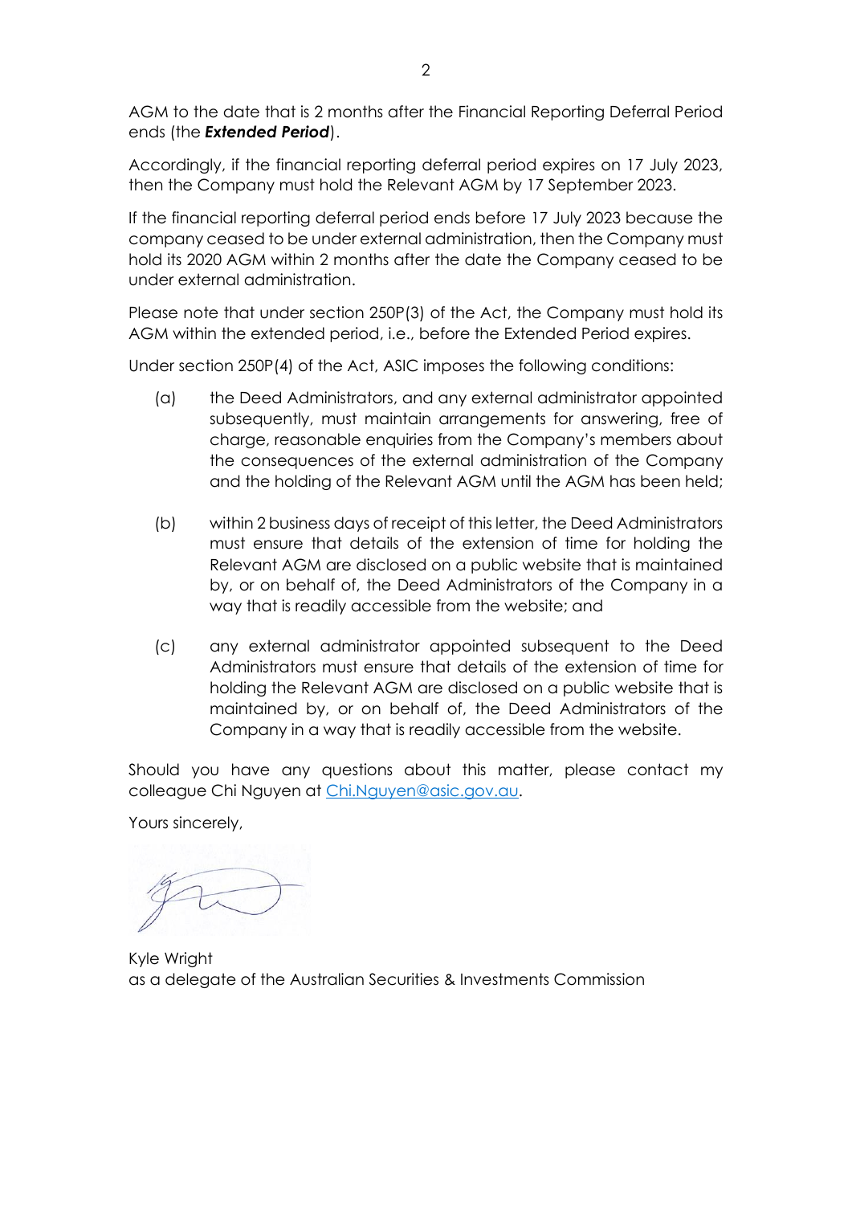AGM to the date that is 2 months after the Financial Reporting Deferral Period ends (the ***Extended Period***).

Accordingly, if the financial reporting deferral period expires on 17 July 2023, then the Company must hold the Relevant AGM by 17 September 2023.

If the financial reporting deferral period ends before 17 July 2023 because the company ceased to be under external administration, then the Company must hold its 2020 AGM within 2 months after the date the Company ceased to be under external administration.

Please note that under section 250P(3) of the Act, the Company must hold its AGM within the extended period, i.e., before the Extended Period expires.

Under section 250P(4) of the Act, ASIC imposes the following conditions:

(a) the Deed Administrators, and any external administrator appointed subsequently, must maintain arrangements for answering, free of charge, reasonable enquiries from the Company's members about the consequences of the external administration of the Company and the holding of the Relevant AGM until the AGM has been held;

(b) within 2 business days of receipt of this letter, the Deed Administrators must ensure that details of the extension of time for holding the Relevant AGM are disclosed on a public website that is maintained by, or on behalf of, the Deed Administrators of the Company in a way that is readily accessible from the website; and

(c) any external administrator appointed subsequent to the Deed Administrators must ensure that details of the extension of time for holding the Relevant AGM are disclosed on a public website that is maintained by, or on behalf of, the Deed Administrators of the Company in a way that is readily accessible from the website.

Should you have any questions about this matter, please contact my colleague Chi Nguyen at [Chi.Nguyen@asic.gov.au](mailto:Chi.Nguyen@asic.gov.au).

Yours sincerely,

Kyle Wright
as a delegate of the Australian Securities & Investments Commission